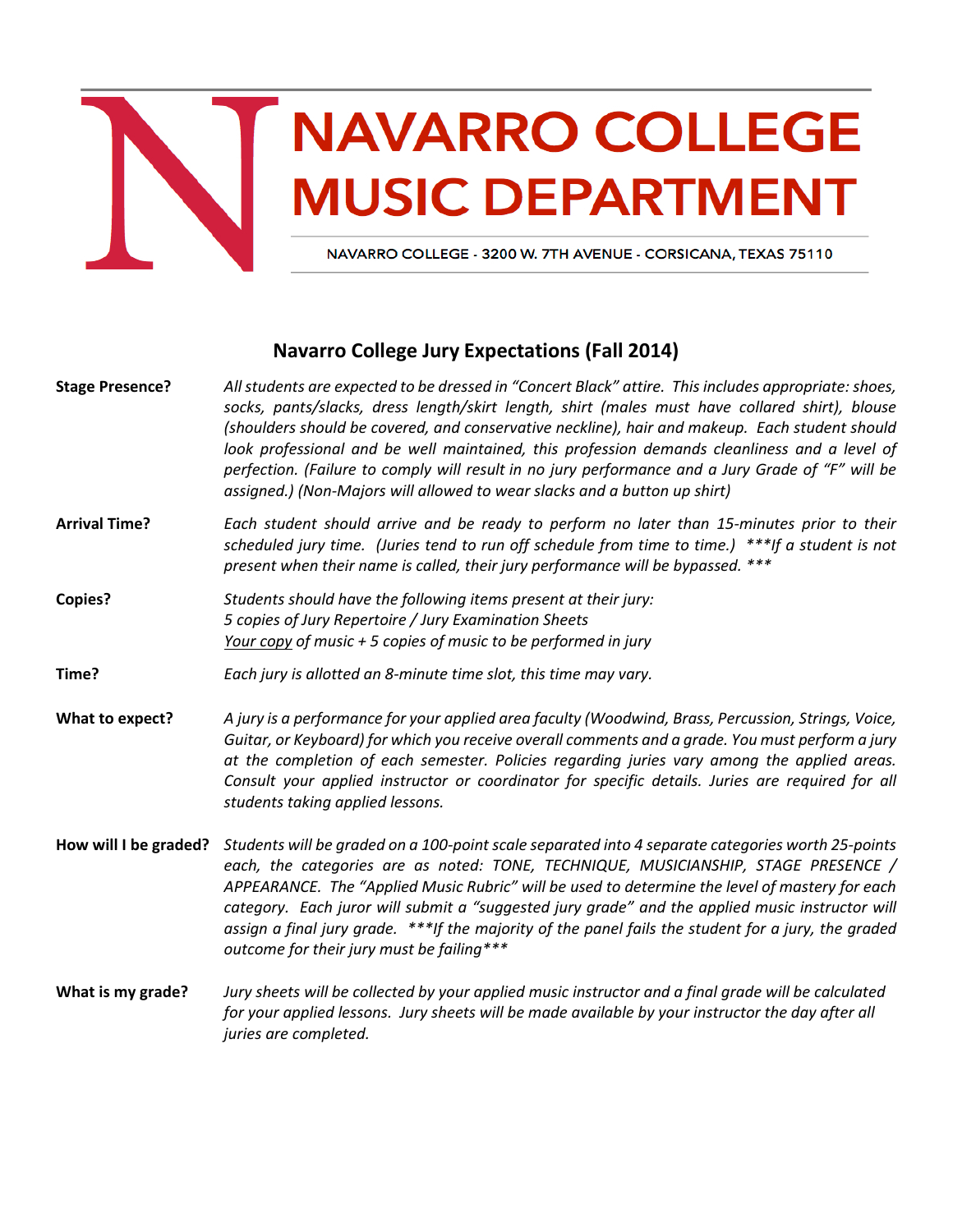# NAVARRO COLLEGE MUSIC DEPARTMENT

NAVARRO COLLEGE - 3200 W. 7TH AVENUE - CORSICANA, TEXAS 75110

## Navarro College Jury Expectations (Fall 2014)

**Stage Presence?** *All students are expected to be dressed in "Concert Black" attire. This includes appropriate: shoes, socks, pants/slacks, dress length/skirt length, shirt (males must have collared shirt), blouse (shoulders should be covered, and conservative neckline), hair and makeup. Each student should look professional and be well maintained, this profession demands cleanliness and a level of perfection. (Failure to comply will result in no jury performance and a Jury Grade of "F" will be assigned.) (Non-Majors will allowed to wear slacks and a button up shirt)*

**Arrival Time?** *Each student should arrive and be ready to perform no later than 15-minutes prior to their scheduled jury time. (Juries tend to run off schedule from time to time.) ***If a student is not present when their name is called, their jury performance will be bypassed. ****

**Copies?** *Students should have the following items present at their jury:*
*5 copies of Jury Repertoire / Jury Examination Sheets*
*<u>Your copy</u> of music + 5 copies of music to be performed in jury*

**Time?** *Each jury is allotted an 8-minute time slot, this time may vary.*

**What to expect?** *A jury is a performance for your applied area faculty (Woodwind, Brass, Percussion, Strings, Voice, Guitar, or Keyboard) for which you receive overall comments and a grade. You must perform a jury at the completion of each semester. Policies regarding juries vary among the applied areas. Consult your applied instructor or coordinator for specific details. Juries are required for all students taking applied lessons.*

**How will I be graded?** *Students will be graded on a 100-point scale separated into 4 separate categories worth 25-points each, the categories are as noted: TONE, TECHNIQUE, MUSICIANSHIP, STAGE PRESENCE / APPEARANCE. The "Applied Music Rubric" will be used to determine the level of mastery for each category. Each juror will submit a "suggested jury grade" and the applied music instructor will assign a final jury grade. ***If the majority of the panel fails the student for a jury, the graded outcome for their jury must be failing****

**What is my grade?** *Jury sheets will be collected by your applied music instructor and a final grade will be calculated for your applied lessons. Jury sheets will be made available by your instructor the day after all juries are completed.*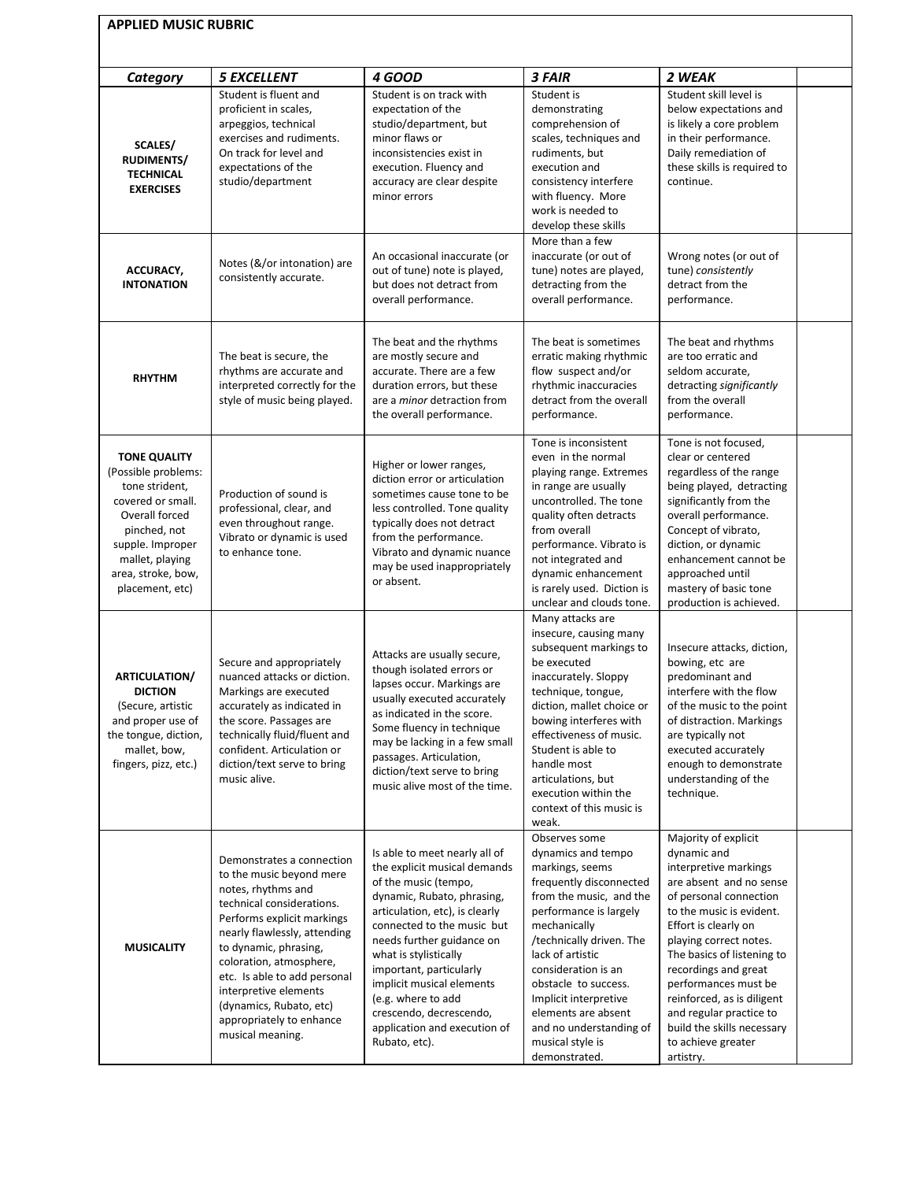**APPLIED MUSIC RUBRIC**

| *Category* | *5 EXCELLENT* | *4 GOOD* | *3 FAIR* | *2 WEAK* | |
|---|---|---|---|---|---|
| **SCALES/ RUDIMENTS/ TECHNICAL EXERCISES** | Student is fluent and proficient in scales, arpeggios, technical exercises and rudiments. On track for level and expectations of the studio/department | Student is on track with expectation of the studio/department, but minor flaws or inconsistencies exist in execution. Fluency and accuracy are clear despite minor errors | Student is demonstrating comprehension of scales, techniques and rudiments, but execution and consistency interfere with fluency. More work is needed to develop these skills | Student skill level is below expectations and is likely a core problem in their performance. Daily remediation of these skills is required to continue. | |
| **ACCURACY, INTONATION** | Notes (&/or intonation) are consistently accurate. | An occasional inaccurate (or out of tune) note is played, but does not detract from overall performance. | More than a few inaccurate (or out of tune) notes are played, detracting from the overall performance. | Wrong notes (or out of tune) *consistently* detract from the performance. | |
| **RHYTHM** | The beat is secure, the rhythms are accurate and interpreted correctly for the style of music being played. | The beat and the rhythms are mostly secure and accurate. There are a few duration errors, but these are a *minor* detraction from the overall performance. | The beat is sometimes erratic making rhythmic flow suspect and/or rhythmic inaccuracies detract from the overall performance. | The beat and rhythms are too erratic and seldom accurate, detracting *significantly* from the overall performance. | |
| **TONE QUALITY** (Possible problems: tone strident, covered or small. Overall forced pinched, not supple. Improper mallet, playing area, stroke, bow, placement, etc) | Production of sound is professional, clear, and even throughout range. Vibrato or dynamic is used to enhance tone. | Higher or lower ranges, diction error or articulation sometimes cause tone to be less controlled. Tone quality typically does not detract from the performance. Vibrato and dynamic nuance may be used inappropriately or absent. | Tone is inconsistent even in the normal playing range. Extremes in range are usually uncontrolled. The tone quality often detracts from overall performance. Vibrato is not integrated and dynamic enhancement is rarely used. Diction is unclear and clouds tone. | Tone is not focused, clear or centered regardless of the range being played, detracting significantly from the overall performance. Concept of vibrato, diction, or dynamic enhancement cannot be approached until mastery of basic tone production is achieved. | |
| **ARTICULATION/ DICTION** (Secure, artistic and proper use of the tongue, diction, mallet, bow, fingers, pizz, etc.) | Secure and appropriately nuanced attacks or diction. Markings are executed accurately as indicated in the score. Passages are technically fluid/fluent and confident. Articulation or diction/text serve to bring music alive. | Attacks are usually secure, though isolated errors or lapses occur. Markings are usually executed accurately as indicated in the score. Some fluency in technique may be lacking in a few small passages. Articulation, diction/text serve to bring music alive most of the time. | Many attacks are insecure, causing many subsequent markings to be executed inaccurately. Sloppy technique, tongue, diction, mallet choice or bowing interferes with effectiveness of music. Student is able to handle most articulations, but execution within the context of this music is weak. | Insecure attacks, diction, bowing, etc are predominant and interfere with the flow of the music to the point of distraction. Markings are typically not executed accurately enough to demonstrate understanding of the technique. | |
| **MUSICALITY** | Demonstrates a connection to the music beyond mere notes, rhythms and technical considerations. Performs explicit markings nearly flawlessly, attending to dynamic, phrasing, coloration, atmosphere, etc. Is able to add personal interpretive elements (dynamics, Rubato, etc) appropriately to enhance musical meaning. | Is able to meet nearly all of the explicit musical demands of the music (tempo, dynamic, Rubato, phrasing, articulation, etc), is clearly connected to the music but needs further guidance on what is stylistically important, particularly implicit musical elements (e.g. where to add crescendo, decrescendo, application and execution of Rubato, etc). | Observes some dynamics and tempo markings, seems frequently disconnected from the music, and the performance is largely mechanically /technically driven. The lack of artistic consideration is an obstacle to success. Implicit interpretive elements are absent and no understanding of musical style is demonstrated. | Majority of explicit dynamic and interpretive markings are absent and no sense of personal connection to the music is evident. Effort is clearly on playing correct notes. The basics of listening to recordings and great performances must be reinforced, as is diligent and regular practice to build the skills necessary to achieve greater artistry. | |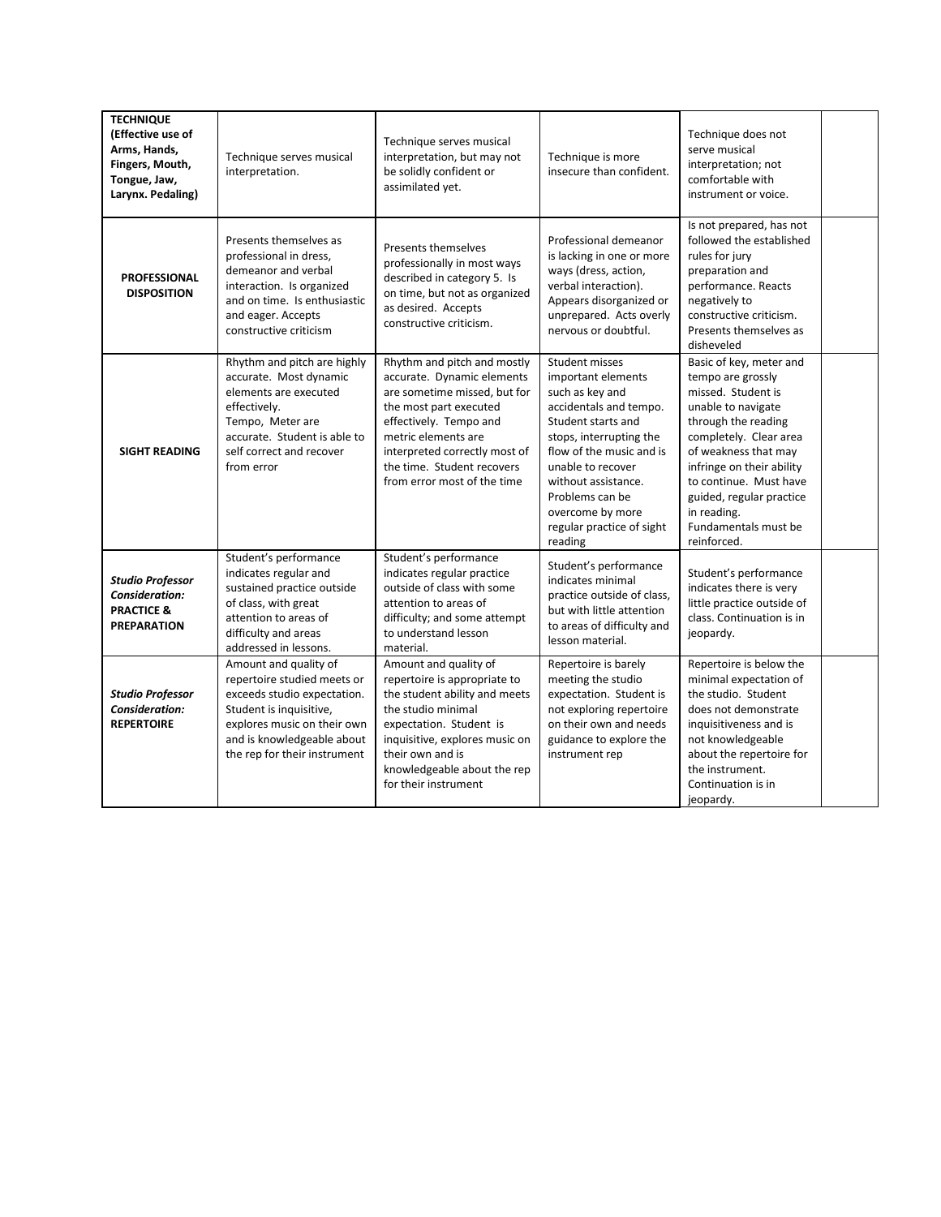| | | | | | |
|---|---|---|---|---|---|
| **TECHNIQUE (Effective use of Arms, Hands, Fingers, Mouth, Tongue, Jaw, Larynx. Pedaling)** | Technique serves musical interpretation. | Technique serves musical interpretation, but may not be solidly confident or assimilated yet. | Technique is more insecure than confident. | Technique does not serve musical interpretation; not comfortable with instrument or voice. | |
| **PROFESSIONAL DISPOSITION** | Presents themselves as professional in dress, demeanor and verbal interaction. Is organized and on time. Is enthusiastic and eager. Accepts constructive criticism | Presents themselves professionally in most ways described in category 5. Is on time, but not as organized as desired. Accepts constructive criticism. | Professional demeanor is lacking in one or more ways (dress, action, verbal interaction). Appears disorganized or unprepared. Acts overly nervous or doubtful. | Is not prepared, has not followed the established rules for jury preparation and performance. Reacts negatively to constructive criticism. Presents themselves as disheveled | |
| **SIGHT READING** | Rhythm and pitch are highly accurate. Most dynamic elements are executed effectively. Tempo, Meter are accurate. Student is able to self correct and recover from error | Rhythm and pitch and mostly accurate. Dynamic elements are sometime missed, but for the most part executed effectively. Tempo and metric elements are interpreted correctly most of the time. Student recovers from error most of the time | Student misses important elements such as key and accidentals and tempo. Student starts and stops, interrupting the flow of the music and is unable to recover without assistance. Problems can be overcome by more regular practice of sight reading | Basic of key, meter and tempo are grossly missed. Student is unable to navigate through the reading completely. Clear area of weakness that may infringe on their ability to continue. Must have guided, regular practice in reading. Fundamentals must be reinforced. | |
| ***Studio Professor Consideration:* PRACTICE & PREPARATION** | Student's performance indicates regular and sustained practice outside of class, with great attention to areas of difficulty and areas addressed in lessons. | Student's performance indicates regular practice outside of class with some attention to areas of difficulty; and some attempt to understand lesson material. | Student's performance indicates minimal practice outside of class, but with little attention to areas of difficulty and lesson material. | Student's performance indicates there is very little practice outside of class. Continuation is in jeopardy. | |
| ***Studio Professor Consideration:* REPERTOIRE** | Amount and quality of repertoire studied meets or exceeds studio expectation. Student is inquisitive, explores music on their own and is knowledgeable about the rep for their instrument | Amount and quality of repertoire is appropriate to the student ability and meets the studio minimal expectation. Student is inquisitive, explores music on their own and is knowledgeable about the rep for their instrument | Repertoire is barely meeting the studio expectation. Student is not exploring repertoire on their own and needs guidance to explore the instrument rep | Repertoire is below the minimal expectation of the studio. Student does not demonstrate inquisitiveness and is not knowledgeable about the repertoire for the instrument. Continuation is in jeopardy. | |